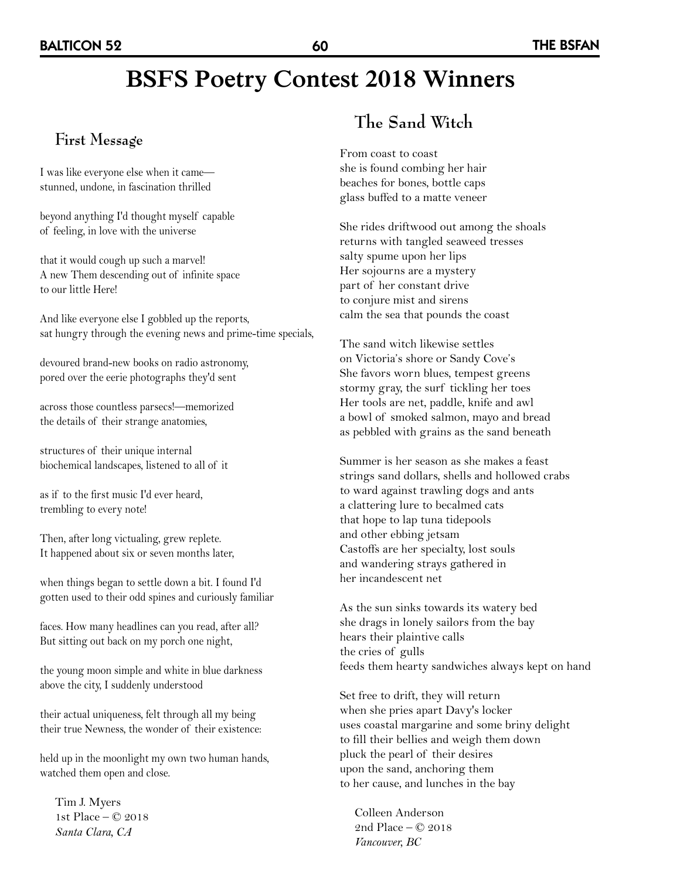# BSFS Poetry Contest 2018 Winners

## First Message

I was like everyone else when it came—
stunned, undone, in fascination thrilled

beyond anything I'd thought myself capable
of feeling, in love with the universe

that it would cough up such a marvel!
A new Them descending out of infinite space
to our little Here!

And like everyone else I gobbled up the reports,
sat hungry through the evening news and prime-time specials,

devoured brand-new books on radio astronomy,
pored over the eerie photographs they'd sent

across those countless parsecs!—memorized
the details of their strange anatomies,

structures of their unique internal
biochemical landscapes, listened to all of it

as if to the first music I'd ever heard,
trembling to every note!

Then, after long victualing, grew replete.
It happened about six or seven months later,

when things began to settle down a bit. I found I'd
gotten used to their odd spines and curiously familiar

faces. How many headlines can you read, after all?
But sitting out back on my porch one night,

the young moon simple and white in blue darkness
above the city, I suddenly understood

their actual uniqueness, felt through all my being
their true Newness, the wonder of their existence:

held up in the moonlight my own two human hands,
watched them open and close.

Tim J. Myers
1st Place – © 2018
*Santa Clara, CA*

## The Sand Witch

From coast to coast
she is found combing her hair
beaches for bones, bottle caps
glass buffed to a matte veneer

She rides driftwood out among the shoals
returns with tangled seaweed tresses
salty spume upon her lips
Her sojourns are a mystery
part of her constant drive
to conjure mist and sirens
calm the sea that pounds the coast

The sand witch likewise settles
on Victoria's shore or Sandy Cove's
She favors worn blues, tempest greens
stormy gray, the surf tickling her toes
Her tools are net, paddle, knife and awl
a bowl of smoked salmon, mayo and bread
as pebbled with grains as the sand beneath

Summer is her season as she makes a feast
strings sand dollars, shells and hollowed crabs
to ward against trawling dogs and ants
a clattering lure to becalmed cats
that hope to lap tuna tidepools
and other ebbing jetsam
Castoffs are her specialty, lost souls
and wandering strays gathered in
her incandescent net

As the sun sinks towards its watery bed
she drags in lonely sailors from the bay
hears their plaintive calls
the cries of gulls
feeds them hearty sandwiches always kept on hand

Set free to drift, they will return
when she pries apart Davy's locker
uses coastal margarine and some briny delight
to fill their bellies and weigh them down
pluck the pearl of their desires
upon the sand, anchoring them
to her cause, and lunches in the bay

Colleen Anderson
2nd Place – © 2018
*Vancouver, BC*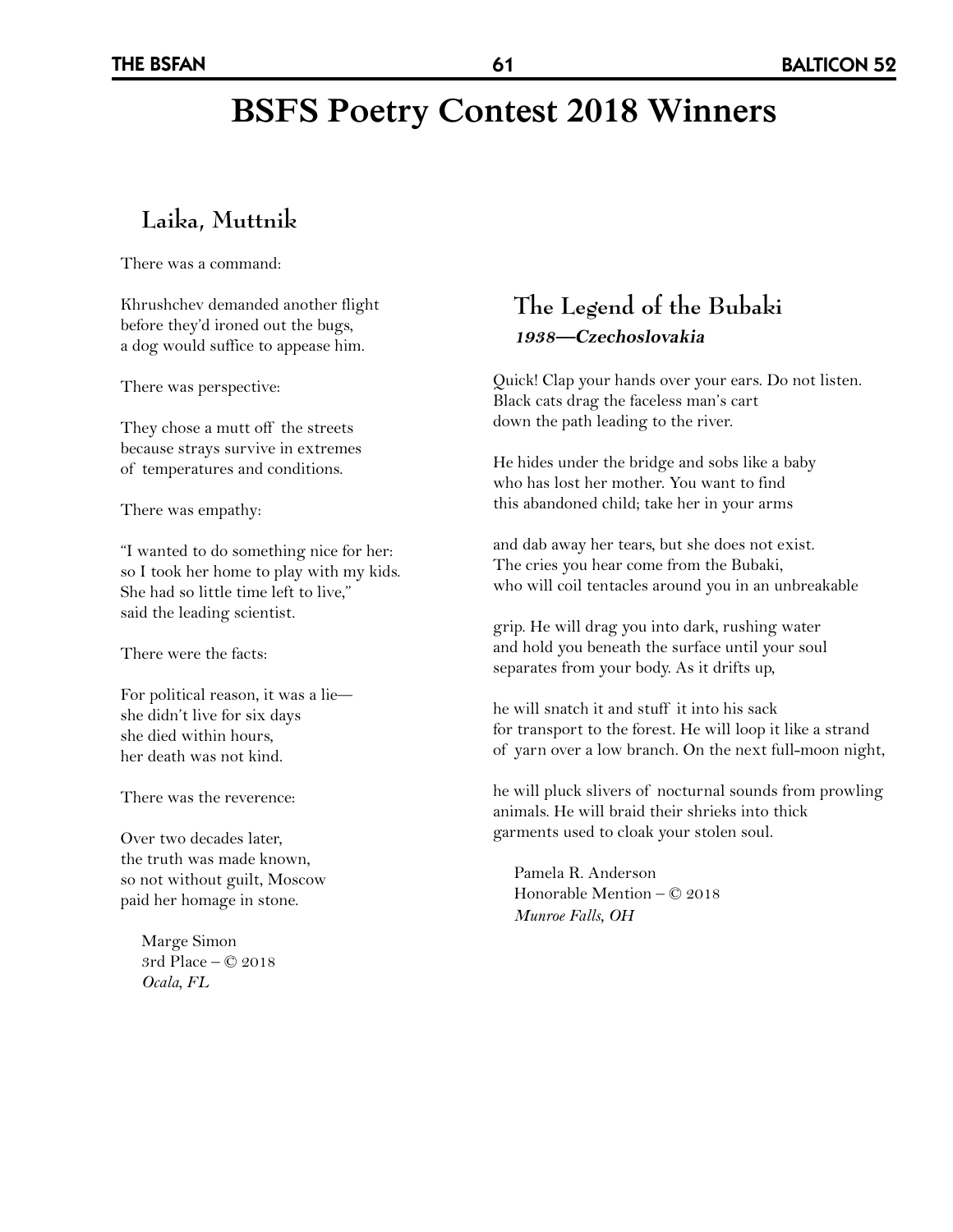# BSFS Poetry Contest 2018 Winners

## Laika, Muttnik

There was a command:

Khrushchev demanded another flight  
before they'd ironed out the bugs,  
a dog would suffice to appease him.

There was perspective:

They chose a mutt off the streets  
because strays survive in extremes  
of temperatures and conditions.

There was empathy:

"I wanted to do something nice for her:  
so I took her home to play with my kids.  
She had so little time left to live,"  
said the leading scientist.

There were the facts:

For political reason, it was a lie—  
she didn't live for six days  
she died within hours,  
her death was not kind.

There was the reverence:

Over two decades later,  
the truth was made known,  
so not without guilt, Moscow  
paid her homage in stone.

Marge Simon  
3rd Place – © 2018  
*Ocala, FL*

## The Legend of the Bubaki

***1938—Czechoslovakia***

Quick! Clap your hands over your ears. Do not listen.  
Black cats drag the faceless man's cart  
down the path leading to the river.

He hides under the bridge and sobs like a baby  
who has lost her mother. You want to find  
this abandoned child; take her in your arms

and dab away her tears, but she does not exist.  
The cries you hear come from the Bubaki,  
who will coil tentacles around you in an unbreakable

grip. He will drag you into dark, rushing water  
and hold you beneath the surface until your soul  
separates from your body. As it drifts up,

he will snatch it and stuff it into his sack  
for transport to the forest. He will loop it like a strand  
of yarn over a low branch. On the next full-moon night,

he will pluck slivers of nocturnal sounds from prowling  
animals. He will braid their shrieks into thick  
garments used to cloak your stolen soul.

Pamela R. Anderson  
Honorable Mention – © 2018  
*Munroe Falls, OH*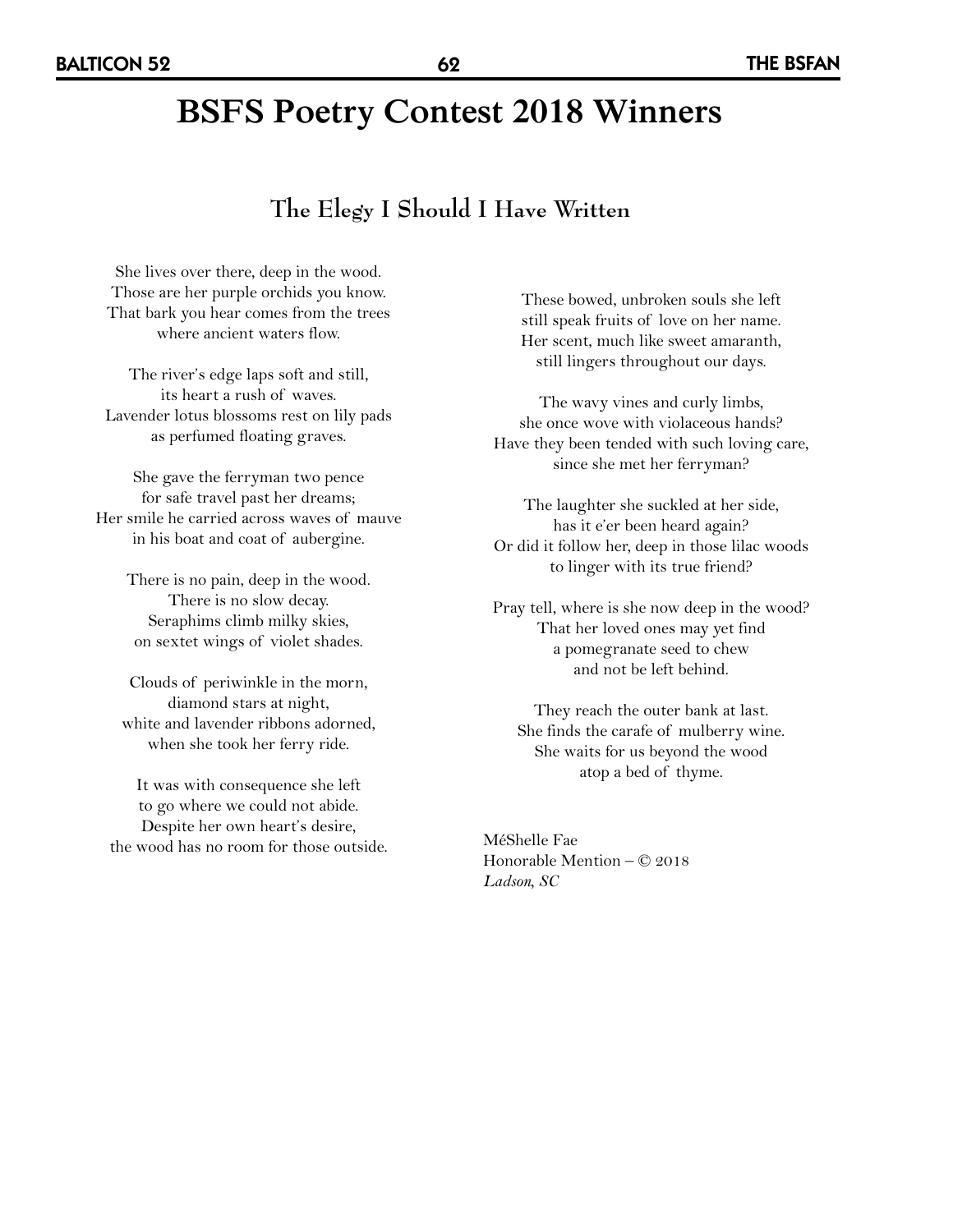# BSFS Poetry Contest 2018 Winners

## The Elegy I Should I Have Written

She lives over there, deep in the wood.
Those are her purple orchids you know.
That bark you hear comes from the trees
where ancient waters flow.

The river's edge laps soft and still,
its heart a rush of waves.
Lavender lotus blossoms rest on lily pads
as perfumed floating graves.

She gave the ferryman two pence
for safe travel past her dreams;
Her smile he carried across waves of mauve
in his boat and coat of aubergine.

There is no pain, deep in the wood.
There is no slow decay.
Seraphims climb milky skies,
on sextet wings of violet shades.

Clouds of periwinkle in the morn,
diamond stars at night,
white and lavender ribbons adorned,
when she took her ferry ride.

It was with consequence she left
to go where we could not abide.
Despite her own heart's desire,
the wood has no room for those outside.

These bowed, unbroken souls she left
still speak fruits of love on her name.
Her scent, much like sweet amaranth,
still lingers throughout our days.

The wavy vines and curly limbs,
she once wove with violaceous hands?
Have they been tended with such loving care,
since she met her ferryman?

The laughter she suckled at her side,
has it e'er been heard again?
Or did it follow her, deep in those lilac woods
to linger with its true friend?

Pray tell, where is she now deep in the wood?
That her loved ones may yet find
a pomegranate seed to chew
and not be left behind.

They reach the outer bank at last.
She finds the carafe of mulberry wine.
She waits for us beyond the wood
atop a bed of thyme.

MéShelle Fae
Honorable Mention – © 2018
*Ladson, SC*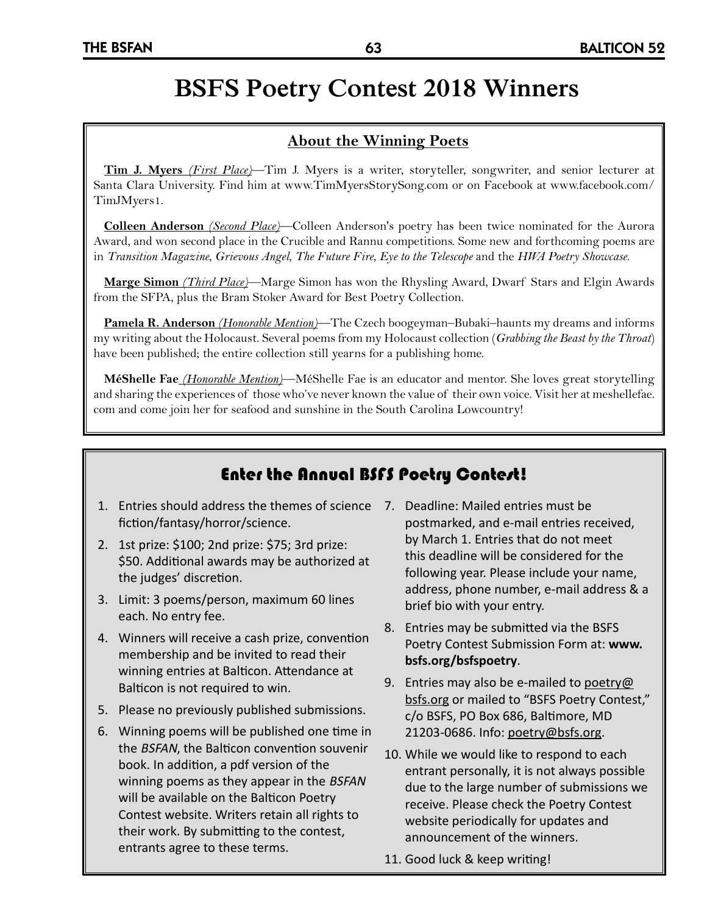# BSFS Poetry Contest 2018 Winners

## About the Winning Poets

**Tim J. Myers** *(First Place)*—Tim J. Myers is a writer, storyteller, songwriter, and senior lecturer at Santa Clara University. Find him at www.TimMyersStorySong.com or on Facebook at www.facebook.com/TimJMyers1.

**Colleen Anderson** *(Second Place)*—Colleen Anderson's poetry has been twice nominated for the Aurora Award, and won second place in the Crucible and Rannu competitions. Some new and forthcoming poems are in *Transition Magazine*, *Grievous Angel*, *The Future Fire*, *Eye to the Telescope* and the *HWA Poetry Showcase*.

**Marge Simon** *(Third Place)*—Marge Simon has won the Rhysling Award, Dwarf Stars and Elgin Awards from the SFPA, plus the Bram Stoker Award for Best Poetry Collection.

**Pamela R. Anderson** *(Honorable Mention)*—The Czech boogeyman–Bubaki–haunts my dreams and informs my writing about the Holocaust. Several poems from my Holocaust collection (*Grabbing the Beast by the Throat*) have been published; the entire collection still yearns for a publishing home.

**MéShelle Fae** *(Honorable Mention)*—MéShelle Fae is an educator and mentor. She loves great storytelling and sharing the experiences of those who've never known the value of their own voice. Visit her at meshellefae.com and come join her for seafood and sunshine in the South Carolina Lowcountry!

## Enter the Annual BSFS Poetry Contest!

1. Entries should address the themes of science fiction/fantasy/horror/science.
2. 1st prize: $100; 2nd prize: $75; 3rd prize: $50. Additional awards may be authorized at the judges' discretion.
3. Limit: 3 poems/person, maximum 60 lines each. No entry fee.
4. Winners will receive a cash prize, convention membership and be invited to read their winning entries at Balticon. Attendance at Balticon is not required to win.
5. Please no previously published submissions.
6. Winning poems will be published one time in the *BSFAN*, the Balticon convention souvenir book. In addition, a pdf version of the winning poems as they appear in the *BSFAN* will be available on the Balticon Poetry Contest website. Writers retain all rights to their work. By submitting to the contest, entrants agree to these terms.
7. Deadline: Mailed entries must be postmarked, and e-mail entries received, by March 1. Entries that do not meet this deadline will be considered for the following year. Please include your name, address, phone number, e-mail address & a brief bio with your entry.
8. Entries may be submitted via the BSFS Poetry Contest Submission Form at: **www.bsfs.org/bsfspoetry**.
9. Entries may also be e-mailed to poetry@bsfs.org or mailed to "BSFS Poetry Contest," c/o BSFS, PO Box 686, Baltimore, MD 21203-0686. Info: poetry@bsfs.org.
10. While we would like to respond to each entrant personally, it is not always possible due to the large number of submissions we receive. Please check the Poetry Contest website periodically for updates and announcement of the winners.
11. Good luck & keep writing!